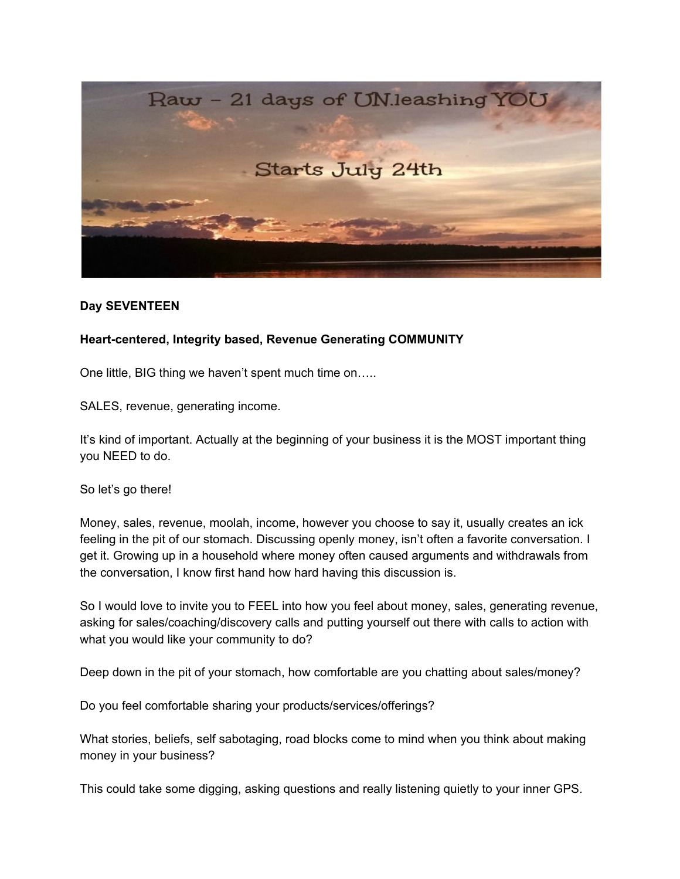Raw – 21 days of UN.leashing YOU

Starts July 24th

**Day SEVENTEEN**

**Heart-centered, Integrity based, Revenue Generating COMMUNITY**

One little, BIG thing we haven't spent much time on…..

SALES, revenue, generating income.

It's kind of important. Actually at the beginning of your business it is the MOST important thing you NEED to do.

So let's go there!

Money, sales, revenue, moolah, income, however you choose to say it, usually creates an ick feeling in the pit of our stomach. Discussing openly money, isn't often a favorite conversation. I get it. Growing up in a household where money often caused arguments and withdrawals from the conversation, I know first hand how hard having this discussion is.

So I would love to invite you to FEEL into how you feel about money, sales, generating revenue, asking for sales/coaching/discovery calls and putting yourself out there with calls to action with what you would like your community to do?

Deep down in the pit of your stomach, how comfortable are you chatting about sales/money?

Do you feel comfortable sharing your products/services/offerings?

What stories, beliefs, self sabotaging, road blocks come to mind when you think about making money in your business?

This could take some digging, asking questions and really listening quietly to your inner GPS.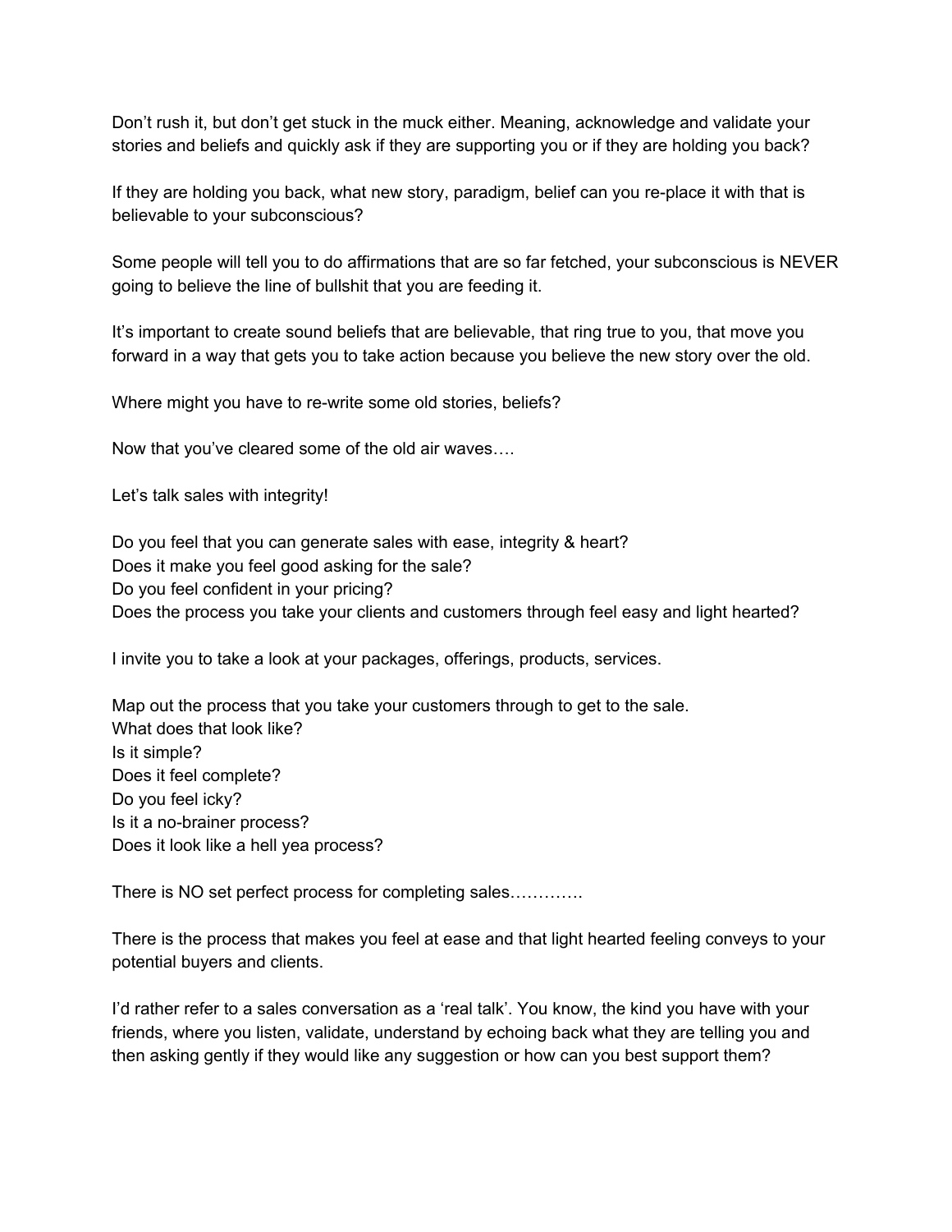Don't rush it, but don't get stuck in the muck either. Meaning, acknowledge and validate your stories and beliefs and quickly ask if they are supporting you or if they are holding you back?

If they are holding you back, what new story, paradigm, belief can you re-place it with that is believable to your subconscious?

Some people will tell you to do affirmations that are so far fetched, your subconscious is NEVER going to believe the line of bullshit that you are feeding it.

It's important to create sound beliefs that are believable, that ring true to you, that move you forward in a way that gets you to take action because you believe the new story over the old.

Where might you have to re-write some old stories, beliefs?

Now that you've cleared some of the old air waves….

Let's talk sales with integrity!

Do you feel that you can generate sales with ease, integrity & heart?
Does it make you feel good asking for the sale?
Do you feel confident in your pricing?
Does the process you take your clients and customers through feel easy and light hearted?

I invite you to take a look at your packages, offerings, products, services.

Map out the process that you take your customers through to get to the sale.
What does that look like?
Is it simple?
Does it feel complete?
Do you feel icky?
Is it a no-brainer process?
Does it look like a hell yea process?

There is NO set perfect process for completing sales………….

There is the process that makes you feel at ease and that light hearted feeling conveys to your potential buyers and clients.

I'd rather refer to a sales conversation as a 'real talk'. You know, the kind you have with your friends, where you listen, validate, understand by echoing back what they are telling you and then asking gently if they would like any suggestion or how can you best support them?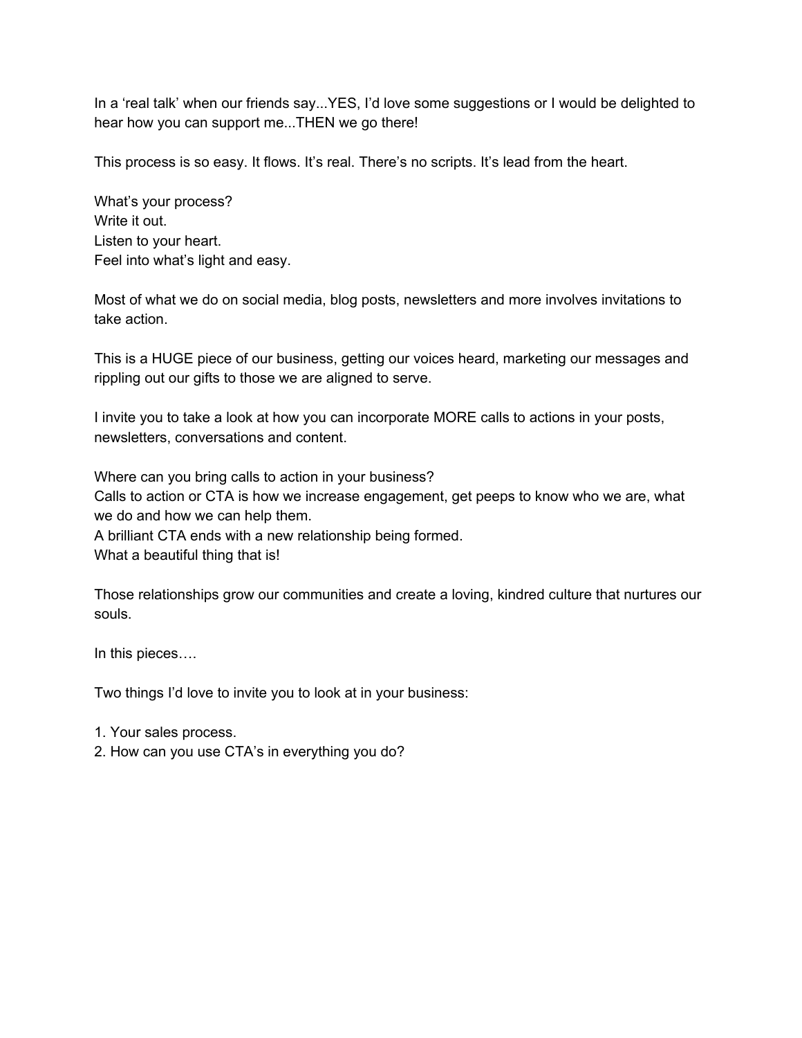In a 'real talk' when our friends say...YES, I'd love some suggestions or I would be delighted to hear how you can support me...THEN we go there!

This process is so easy. It flows. It's real. There's no scripts. It's lead from the heart.

What's your process?
Write it out.
Listen to your heart.
Feel into what's light and easy.

Most of what we do on social media, blog posts, newsletters and more involves invitations to take action.

This is a HUGE piece of our business, getting our voices heard, marketing our messages and rippling out our gifts to those we are aligned to serve.

I invite you to take a look at how you can incorporate MORE calls to actions in your posts, newsletters, conversations and content.

Where can you bring calls to action in your business?
Calls to action or CTA is how we increase engagement, get peeps to know who we are, what we do and how we can help them.
A brilliant CTA ends with a new relationship being formed.
What a beautiful thing that is!

Those relationships grow our communities and create a loving, kindred culture that nurtures our souls.

In this pieces….

Two things I'd love to invite you to look at in your business:

1. Your sales process.
2. How can you use CTA's in everything you do?